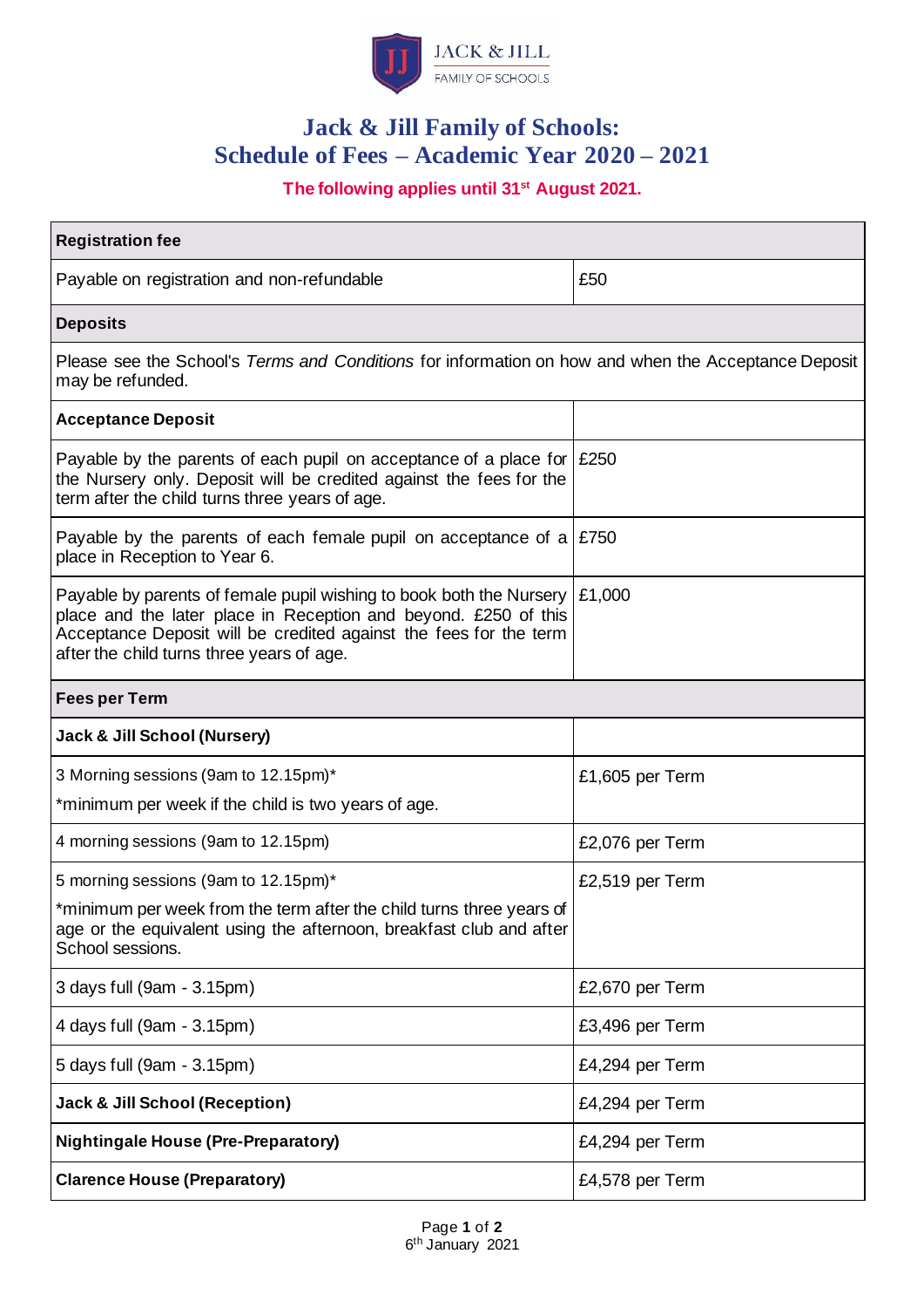JACK & JILL
FAMILY OF SCHOOLS

# Jack & Jill Family of Schools: Schedule of Fees – Academic Year 2020 – 2021

**The following applies until 31st August 2021.**

| **Registration fee** | |
|---|---|
| Payable on registration and non-refundable | £50 |
| **Deposits** | |
| Please see the School's *Terms and Conditions* for information on how and when the Acceptance Deposit may be refunded. | |
| **Acceptance Deposit** | |
| Payable by the parents of each pupil on acceptance of a place for the Nursery only. Deposit will be credited against the fees for the term after the child turns three years of age. | £250 |
| Payable by the parents of each female pupil on acceptance of a place in Reception to Year 6. | £750 |
| Payable by parents of female pupil wishing to book both the Nursery place and the later place in Reception and beyond. £250 of this Acceptance Deposit will be credited against the fees for the term after the child turns three years of age. | £1,000 |
| **Fees per Term** | |
| **Jack & Jill School (Nursery)** | |
| 3 Morning sessions (9am to 12.15pm)* <br> *minimum per week if the child is two years of age. | £1,605 per Term |
| 4 morning sessions (9am to 12.15pm) | £2,076 per Term |
| 5 morning sessions (9am to 12.15pm)* <br> *minimum per week from the term after the child turns three years of age or the equivalent using the afternoon, breakfast club and after School sessions. | £2,519 per Term |
| 3 days full (9am - 3.15pm) | £2,670 per Term |
| 4 days full (9am - 3.15pm) | £3,496 per Term |
| 5 days full (9am - 3.15pm) | £4,294 per Term |
| **Jack & Jill School (Reception)** | £4,294 per Term |
| **Nightingale House (Pre-Preparatory)** | £4,294 per Term |
| **Clarence House (Preparatory)** | £4,578 per Term |

6th January 2021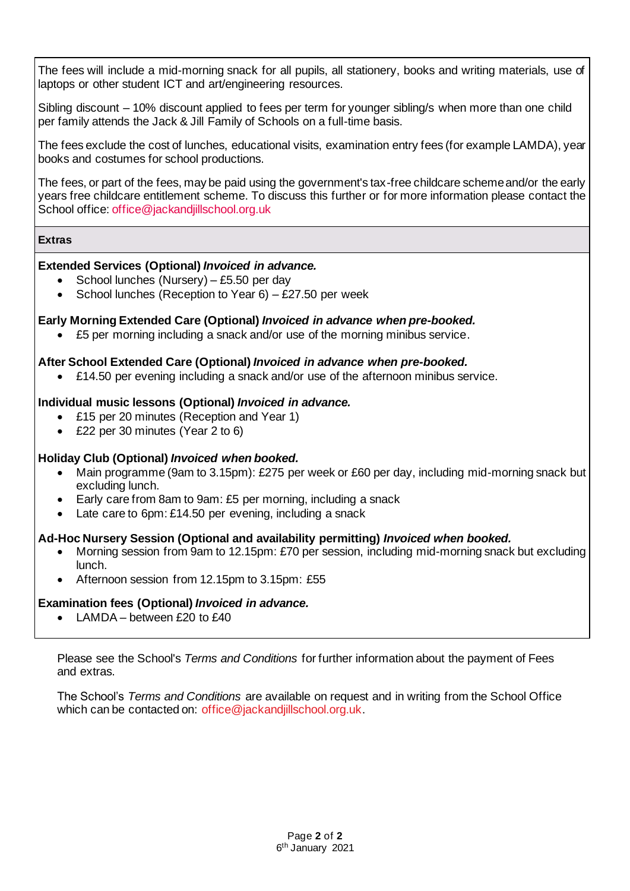The fees will include a mid-morning snack for all pupils, all stationery, books and writing materials, use of laptops or other student ICT and art/engineering resources.

Sibling discount – 10% discount applied to fees per term for younger sibling/s when more than one child per family attends the Jack & Jill Family of Schools on a full-time basis.

The fees exclude the cost of lunches, educational visits, examination entry fees (for example LAMDA), year books and costumes for school productions.

The fees, or part of the fees, may be paid using the government's tax-free childcare scheme and/or the early years free childcare entitlement scheme. To discuss this further or for more information please contact the School office: office@jackandjillschool.org.uk

## Extras

**Extended Services (Optional)** ***Invoiced in advance.***

- School lunches (Nursery) – £5.50 per day
- School lunches (Reception to Year 6) – £27.50 per week

**Early Morning Extended Care (Optional)** ***Invoiced in advance when pre-booked.***

- £5 per morning including a snack and/or use of the morning minibus service.

**After School Extended Care (Optional)** ***Invoiced in advance when pre-booked.***

- £14.50 per evening including a snack and/or use of the afternoon minibus service.

**Individual music lessons (Optional)** ***Invoiced in advance.***

- £15 per 20 minutes (Reception and Year 1)
- £22 per 30 minutes (Year 2 to 6)

**Holiday Club (Optional)** ***Invoiced when booked.***

- Main programme (9am to 3.15pm): £275 per week or £60 per day, including mid-morning snack but excluding lunch.
- Early care from 8am to 9am: £5 per morning, including a snack
- Late care to 6pm: £14.50 per evening, including a snack

**Ad-Hoc Nursery Session (Optional and availability permitting)** ***Invoiced when booked.***

- Morning session from 9am to 12.15pm: £70 per session, including mid-morning snack but excluding lunch.
- Afternoon session from 12.15pm to 3.15pm: £55

**Examination fees (Optional)** ***Invoiced in advance.***

- LAMDA – between £20 to £40

Please see the School's *Terms and Conditions* for further information about the payment of Fees and extras.

The School's *Terms and Conditions* are available on request and in writing from the School Office which can be contacted on: office@jackandjillschool.org.uk.

6th January 2021